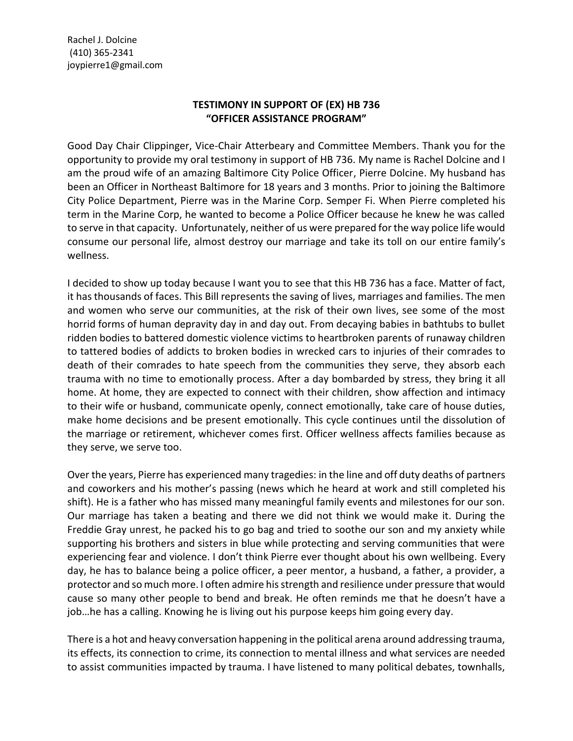Rachel J. Dolcine
(410) 365-2341
joypierre1@gmail.com

**TESTIMONY IN SUPPORT OF (EX) HB 736**
**"OFFICER ASSISTANCE PROGRAM"**

Good Day Chair Clippinger, Vice-Chair Atterbeary and Committee Members. Thank you for the opportunity to provide my oral testimony in support of HB 736. My name is Rachel Dolcine and I am the proud wife of an amazing Baltimore City Police Officer, Pierre Dolcine. My husband has been an Officer in Northeast Baltimore for 18 years and 3 months. Prior to joining the Baltimore City Police Department, Pierre was in the Marine Corp. Semper Fi. When Pierre completed his term in the Marine Corp, he wanted to become a Police Officer because he knew he was called to serve in that capacity. Unfortunately, neither of us were prepared for the way police life would consume our personal life, almost destroy our marriage and take its toll on our entire family's wellness.

I decided to show up today because I want you to see that this HB 736 has a face. Matter of fact, it has thousands of faces. This Bill represents the saving of lives, marriages and families. The men and women who serve our communities, at the risk of their own lives, see some of the most horrid forms of human depravity day in and day out. From decaying babies in bathtubs to bullet ridden bodies to battered domestic violence victims to heartbroken parents of runaway children to tattered bodies of addicts to broken bodies in wrecked cars to injuries of their comrades to death of their comrades to hate speech from the communities they serve, they absorb each trauma with no time to emotionally process. After a day bombarded by stress, they bring it all home. At home, they are expected to connect with their children, show affection and intimacy to their wife or husband, communicate openly, connect emotionally, take care of house duties, make home decisions and be present emotionally. This cycle continues until the dissolution of the marriage or retirement, whichever comes first. Officer wellness affects families because as they serve, we serve too.

Over the years, Pierre has experienced many tragedies: in the line and off duty deaths of partners and coworkers and his mother's passing (news which he heard at work and still completed his shift). He is a father who has missed many meaningful family events and milestones for our son. Our marriage has taken a beating and there we did not think we would make it. During the Freddie Gray unrest, he packed his to go bag and tried to soothe our son and my anxiety while supporting his brothers and sisters in blue while protecting and serving communities that were experiencing fear and violence. I don't think Pierre ever thought about his own wellbeing. Every day, he has to balance being a police officer, a peer mentor, a husband, a father, a provider, a protector and so much more. I often admire his strength and resilience under pressure that would cause so many other people to bend and break. He often reminds me that he doesn't have a job…he has a calling. Knowing he is living out his purpose keeps him going every day.

There is a hot and heavy conversation happening in the political arena around addressing trauma, its effects, its connection to crime, its connection to mental illness and what services are needed to assist communities impacted by trauma. I have listened to many political debates, townhalls,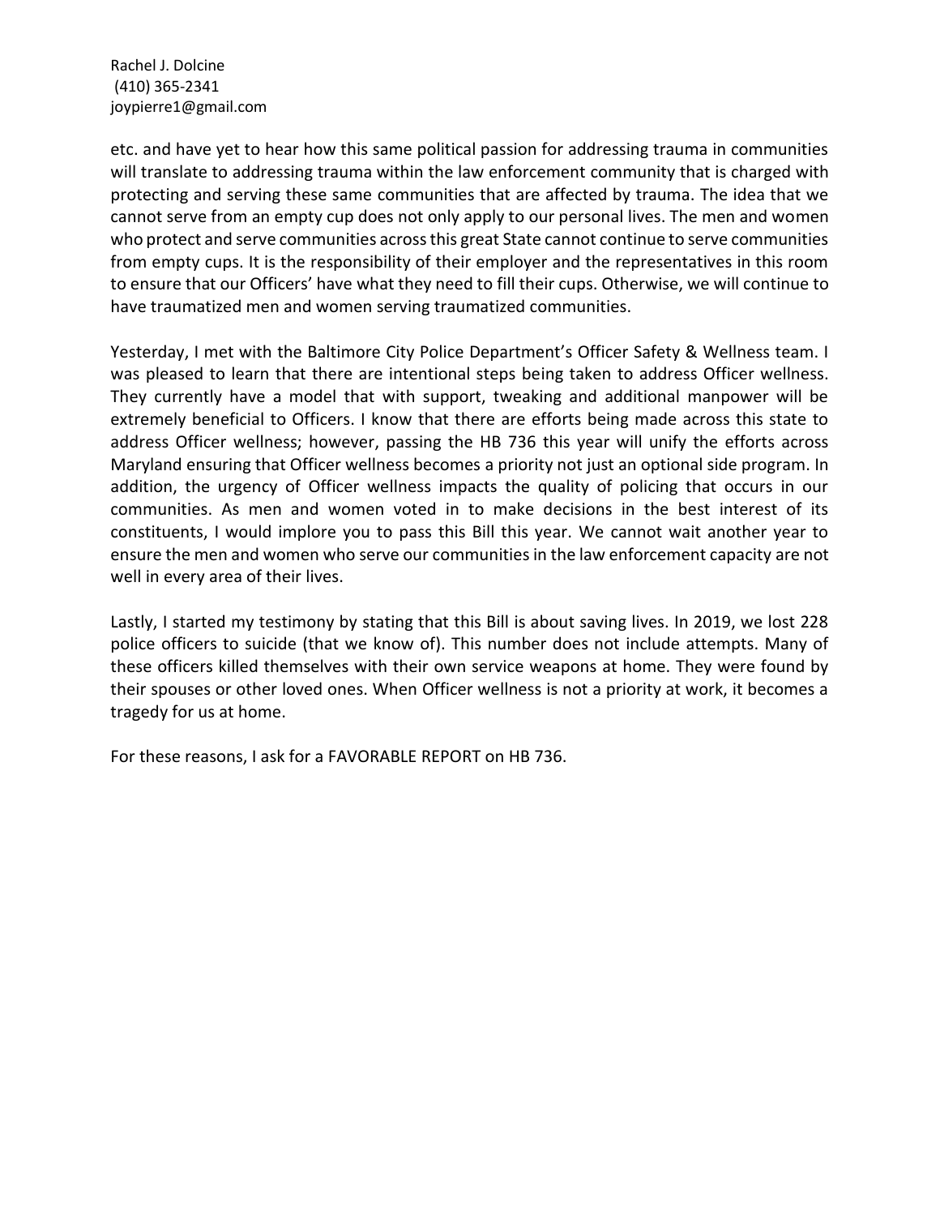Rachel J. Dolcine
(410) 365-2341
joypierre1@gmail.com

etc. and have yet to hear how this same political passion for addressing trauma in communities will translate to addressing trauma within the law enforcement community that is charged with protecting and serving these same communities that are affected by trauma. The idea that we cannot serve from an empty cup does not only apply to our personal lives. The men and women who protect and serve communities across this great State cannot continue to serve communities from empty cups. It is the responsibility of their employer and the representatives in this room to ensure that our Officers' have what they need to fill their cups. Otherwise, we will continue to have traumatized men and women serving traumatized communities.

Yesterday, I met with the Baltimore City Police Department's Officer Safety & Wellness team. I was pleased to learn that there are intentional steps being taken to address Officer wellness. They currently have a model that with support, tweaking and additional manpower will be extremely beneficial to Officers. I know that there are efforts being made across this state to address Officer wellness; however, passing the HB 736 this year will unify the efforts across Maryland ensuring that Officer wellness becomes a priority not just an optional side program. In addition, the urgency of Officer wellness impacts the quality of policing that occurs in our communities. As men and women voted in to make decisions in the best interest of its constituents, I would implore you to pass this Bill this year. We cannot wait another year to ensure the men and women who serve our communities in the law enforcement capacity are not well in every area of their lives.

Lastly, I started my testimony by stating that this Bill is about saving lives. In 2019, we lost 228 police officers to suicide (that we know of). This number does not include attempts. Many of these officers killed themselves with their own service weapons at home. They were found by their spouses or other loved ones. When Officer wellness is not a priority at work, it becomes a tragedy for us at home.

For these reasons, I ask for a FAVORABLE REPORT on HB 736.